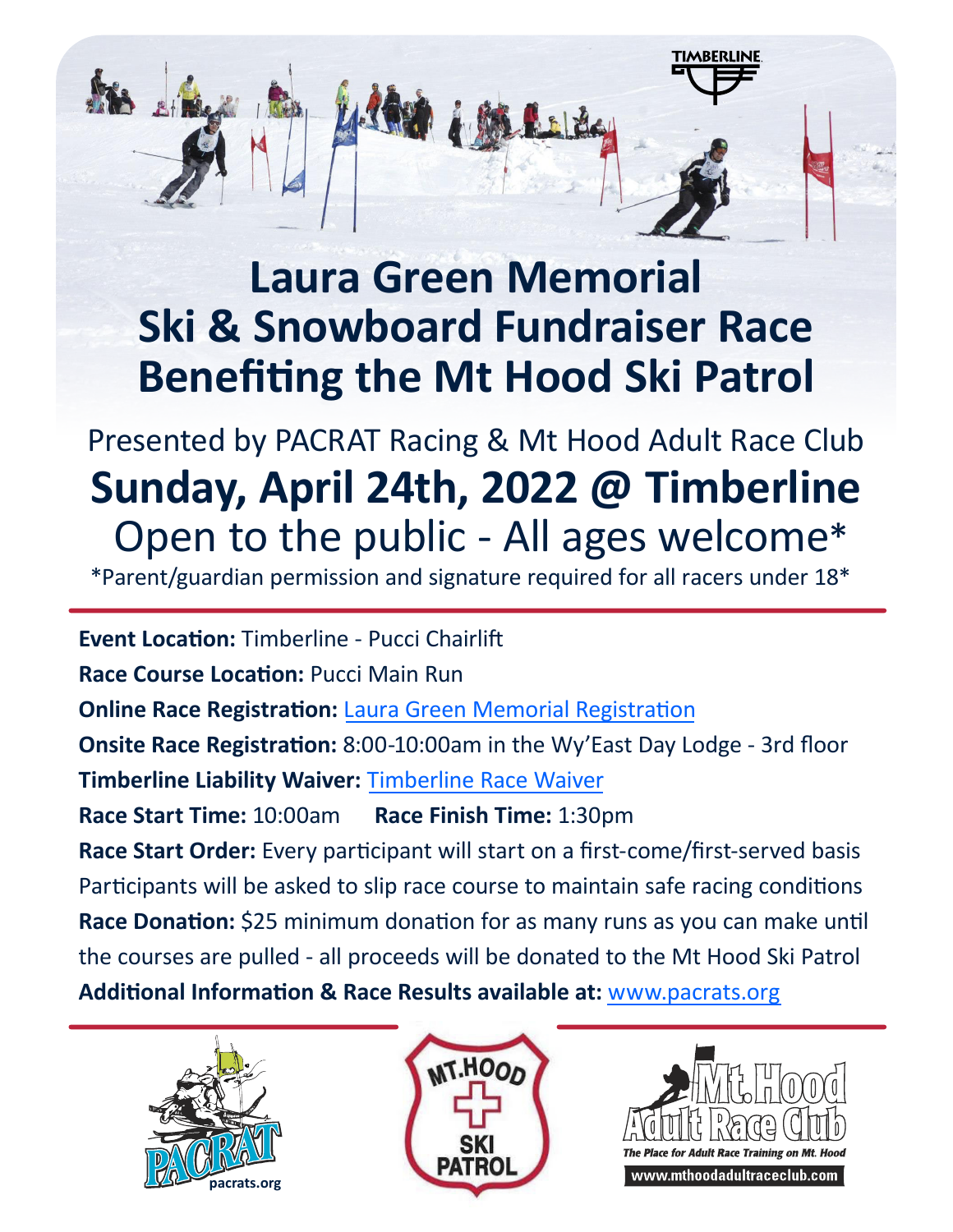# Laura Green Memorial Ski & Snowboard Fundraiser Race Benefiting the Mt Hood Ski Patrol

Presented by PACRAT Racing & Mt Hood Adult Race Club

## Sunday, April 24th, 2022 @ Timberline

Open to the public - All ages welcome*

*Parent/guardian permission and signature required for all racers under 18*

---

**Event Location:** Timberline - Pucci Chairlift

**Race Course Location:** Pucci Main Run

**Online Race Registration:** Laura Green Memorial Registration

**Onsite Race Registration:** 8:00-10:00am in the Wy'East Day Lodge - 3rd floor

**Timberline Liability Waiver:** Timberline Race Waiver

**Race Start Time:** 10:00am **Race Finish Time:** 1:30pm

**Race Start Order:** Every participant will start on a first-come/first-served basis

Participants will be asked to slip race course to maintain safe racing conditions

**Race Donation:** $25 minimum donation for as many runs as you can make until the courses are pulled - all proceeds will be donated to the Mt Hood Ski Patrol

**Additional Information & Race Results available at:** www.pacrats.org

---

pacrats.org

MT. HOOD SKI PATROL

Mt. Hood Adult Race Club — The Place for Adult Race Training on Mt. Hood — www.mthoodadultraceclub.com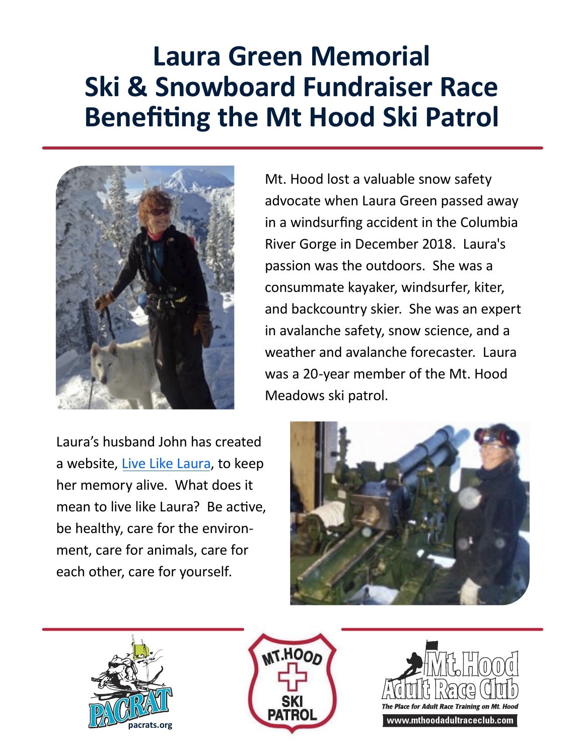# Laura Green Memorial Ski & Snowboard Fundraiser Race Benefiting the Mt Hood Ski Patrol

Mt. Hood lost a valuable snow safety advocate when Laura Green passed away in a windsurfing accident in the Columbia River Gorge in December 2018. Laura's passion was the outdoors. She was a consummate kayaker, windsurfer, kiter, and backcountry skier. She was an expert in avalanche safety, snow science, and a weather and avalanche forecaster. Laura was a 20-year member of the Mt. Hood Meadows ski patrol.

Laura's husband John has created a website, [Live Like Laura](), to keep her memory alive. What does it mean to live like Laura? Be active, be healthy, care for the environment, care for animals, care for each other, care for yourself.

PACRAT
pacrats.org

MT.HOOD SKI PATROL

Mt.Hood Adult Race Club
The Place for Adult Race Training on Mt. Hood
www.mthoodadultraceclub.com